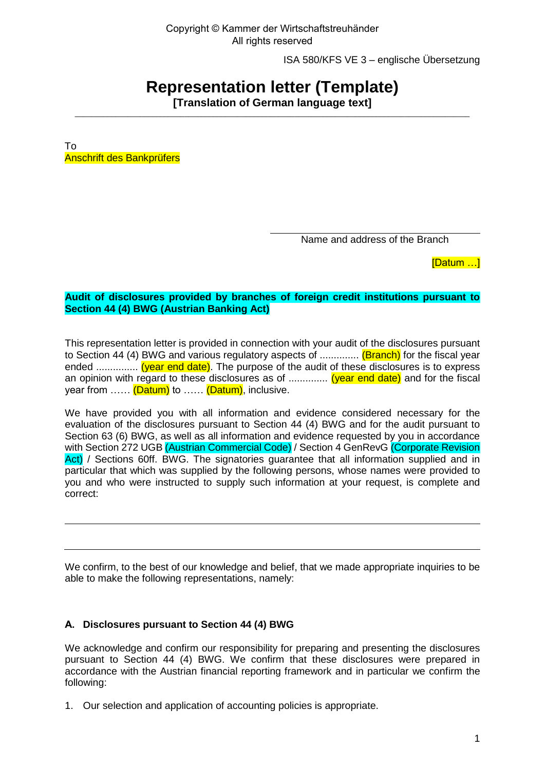Copyright © Kammer der Wirtschaftstreuhänder
All rights reserved

ISA 580/KFS VE 3 – englische Übersetzung

# Representation letter (Template)

**[Translation of German language text]**

---

To
Anschrift des Bankprüfers

Name and address of the Branch

[Datum …]

**Audit of disclosures provided by branches of foreign credit institutions pursuant to Section 44 (4) BWG (Austrian Banking Act)**

This representation letter is provided in connection with your audit of the disclosures pursuant to Section 44 (4) BWG and various regulatory aspects of ............. (Branch) for the fiscal year ended .............. (year end date). The purpose of the audit of these disclosures is to express an opinion with regard to these disclosures as of ............. (year end date) and for the fiscal year from …… (Datum) to …… (Datum), inclusive.

We have provided you with all information and evidence considered necessary for the evaluation of the disclosures pursuant to Section 44 (4) BWG and for the audit pursuant to Section 63 (6) BWG, as well as all information and evidence requested by you in accordance with Section 272 UGB (Austrian Commercial Code) / Section 4 GenRevG (Corporate Revision Act) / Sections 60ff. BWG. The signatories guarantee that all information supplied and in particular that which was supplied by the following persons, whose names were provided to you and who were instructed to supply such information at your request, is complete and correct:

---

---

We confirm, to the best of our knowledge and belief, that we made appropriate inquiries to be able to make the following representations, namely:

### A. Disclosures pursuant to Section 44 (4) BWG

We acknowledge and confirm our responsibility for preparing and presenting the disclosures pursuant to Section 44 (4) BWG. We confirm that these disclosures were prepared in accordance with the Austrian financial reporting framework and in particular we confirm the following:

1. Our selection and application of accounting policies is appropriate.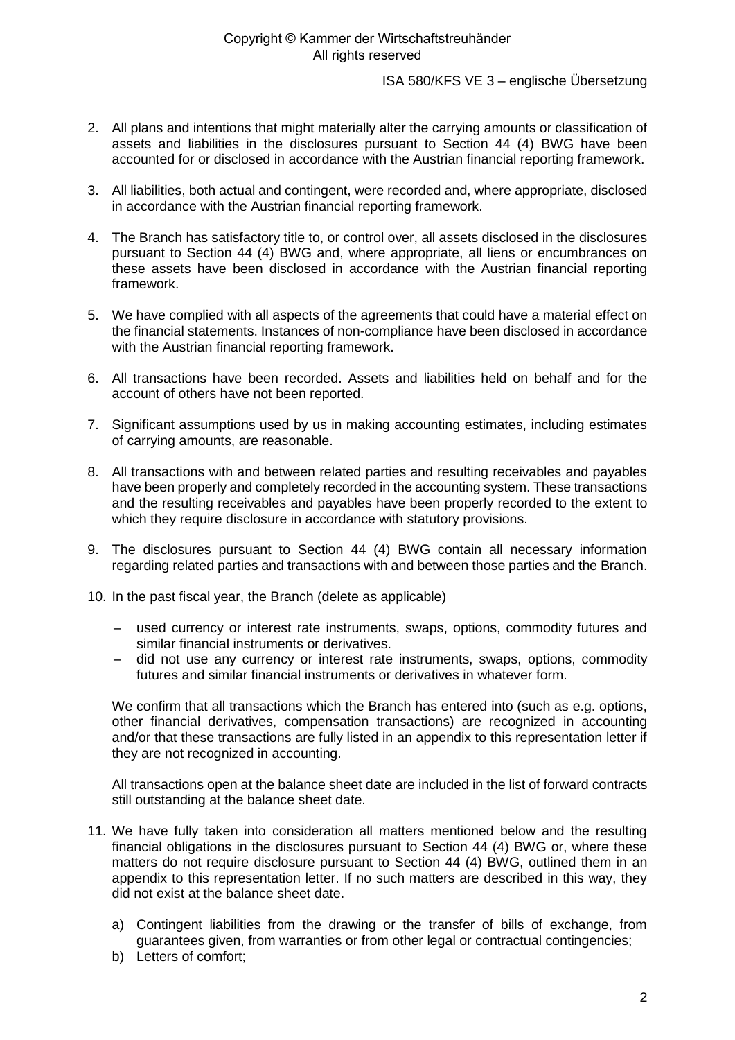2. All plans and intentions that might materially alter the carrying amounts or classification of assets and liabilities in the disclosures pursuant to Section 44 (4) BWG have been accounted for or disclosed in accordance with the Austrian financial reporting framework.

3. All liabilities, both actual and contingent, were recorded and, where appropriate, disclosed in accordance with the Austrian financial reporting framework.

4. The Branch has satisfactory title to, or control over, all assets disclosed in the disclosures pursuant to Section 44 (4) BWG and, where appropriate, all liens or encumbrances on these assets have been disclosed in accordance with the Austrian financial reporting framework.

5. We have complied with all aspects of the agreements that could have a material effect on the financial statements. Instances of non-compliance have been disclosed in accordance with the Austrian financial reporting framework.

6. All transactions have been recorded. Assets and liabilities held on behalf and for the account of others have not been reported.

7. Significant assumptions used by us in making accounting estimates, including estimates of carrying amounts, are reasonable.

8. All transactions with and between related parties and resulting receivables and payables have been properly and completely recorded in the accounting system. These transactions and the resulting receivables and payables have been properly recorded to the extent to which they require disclosure in accordance with statutory provisions.

9. The disclosures pursuant to Section 44 (4) BWG contain all necessary information regarding related parties and transactions with and between those parties and the Branch.

10. In the past fiscal year, the Branch (delete as applicable)

    – used currency or interest rate instruments, swaps, options, commodity futures and similar financial instruments or derivatives.
    – did not use any currency or interest rate instruments, swaps, options, commodity futures and similar financial instruments or derivatives in whatever form.

    We confirm that all transactions which the Branch has entered into (such as e.g. options, other financial derivatives, compensation transactions) are recognized in accounting and/or that these transactions are fully listed in an appendix to this representation letter if they are not recognized in accounting.

    All transactions open at the balance sheet date are included in the list of forward contracts still outstanding at the balance sheet date.

11. We have fully taken into consideration all matters mentioned below and the resulting financial obligations in the disclosures pursuant to Section 44 (4) BWG or, where these matters do not require disclosure pursuant to Section 44 (4) BWG, outlined them in an appendix to this representation letter. If no such matters are described in this way, they did not exist at the balance sheet date.

    a) Contingent liabilities from the drawing or the transfer of bills of exchange, from guarantees given, from warranties or from other legal or contractual contingencies;
    b) Letters of comfort;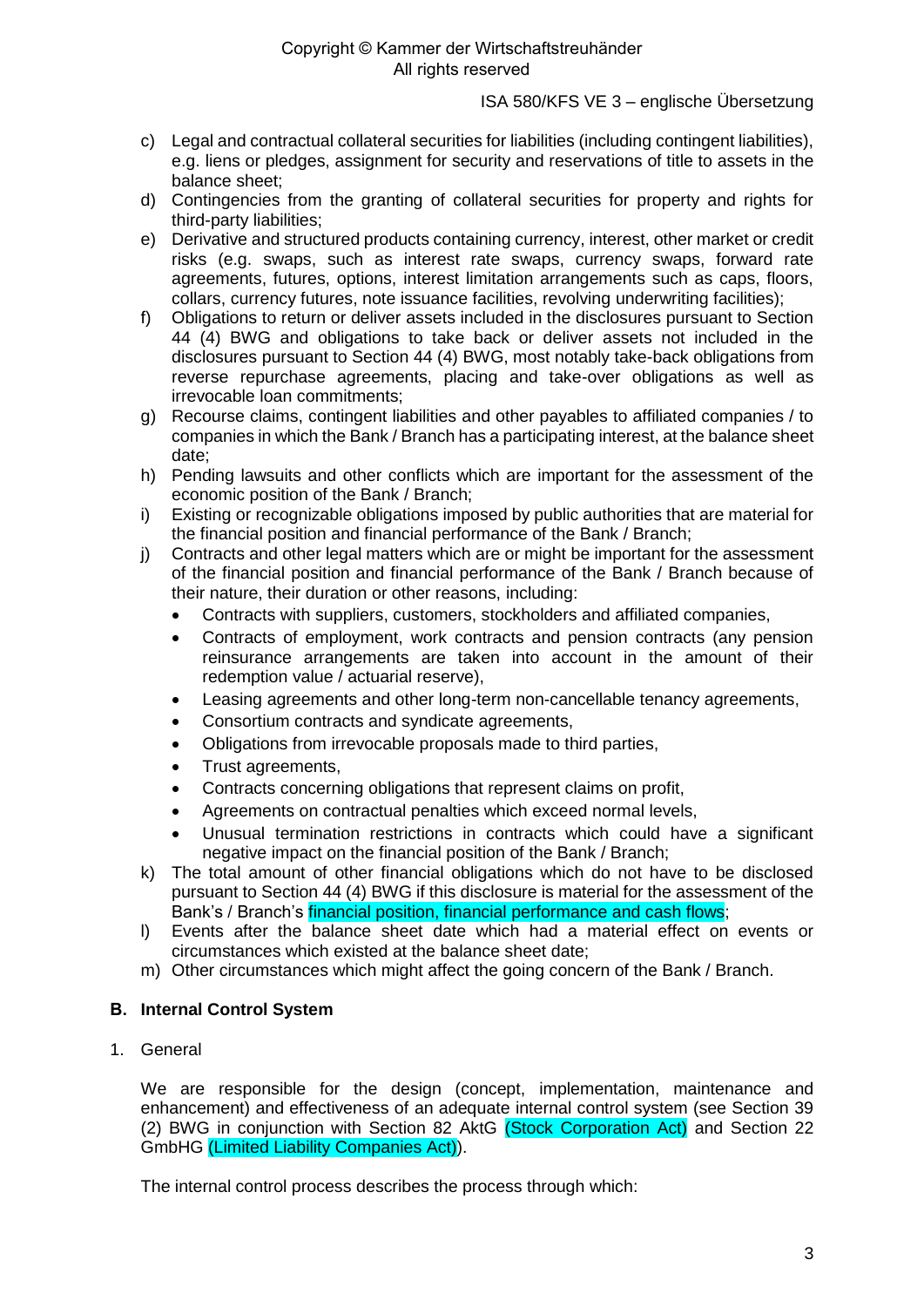c) Legal and contractual collateral securities for liabilities (including contingent liabilities), e.g. liens or pledges, assignment for security and reservations of title to assets in the balance sheet;
d) Contingencies from the granting of collateral securities for property and rights for third-party liabilities;
e) Derivative and structured products containing currency, interest, other market or credit risks (e.g. swaps, such as interest rate swaps, currency swaps, forward rate agreements, futures, options, interest limitation arrangements such as caps, floors, collars, currency futures, note issuance facilities, revolving underwriting facilities);
f) Obligations to return or deliver assets included in the disclosures pursuant to Section 44 (4) BWG and obligations to take back or deliver assets not included in the disclosures pursuant to Section 44 (4) BWG, most notably take-back obligations from reverse repurchase agreements, placing and take-over obligations as well as irrevocable loan commitments;
g) Recourse claims, contingent liabilities and other payables to affiliated companies / to companies in which the Bank / Branch has a participating interest, at the balance sheet date;
h) Pending lawsuits and other conflicts which are important for the assessment of the economic position of the Bank / Branch;
i) Existing or recognizable obligations imposed by public authorities that are material for the financial position and financial performance of the Bank / Branch;
j) Contracts and other legal matters which are or might be important for the assessment of the financial position and financial performance of the Bank / Branch because of their nature, their duration or other reasons, including:
   - Contracts with suppliers, customers, stockholders and affiliated companies,
   - Contracts of employment, work contracts and pension contracts (any pension reinsurance arrangements are taken into account in the amount of their redemption value / actuarial reserve),
   - Leasing agreements and other long-term non-cancellable tenancy agreements,
   - Consortium contracts and syndicate agreements,
   - Obligations from irrevocable proposals made to third parties,
   - Trust agreements,
   - Contracts concerning obligations that represent claims on profit,
   - Agreements on contractual penalties which exceed normal levels,
   - Unusual termination restrictions in contracts which could have a significant negative impact on the financial position of the Bank / Branch;
k) The total amount of other financial obligations which do not have to be disclosed pursuant to Section 44 (4) BWG if this disclosure is material for the assessment of the Bank's / Branch's financial position, financial performance and cash flows;
l) Events after the balance sheet date which had a material effect on events or circumstances which existed at the balance sheet date;
m) Other circumstances which might affect the going concern of the Bank / Branch.

## B. Internal Control System

1. General

We are responsible for the design (concept, implementation, maintenance and enhancement) and effectiveness of an adequate internal control system (see Section 39 (2) BWG in conjunction with Section 82 AktG (Stock Corporation Act) and Section 22 GmbHG (Limited Liability Companies Act)).

The internal control process describes the process through which: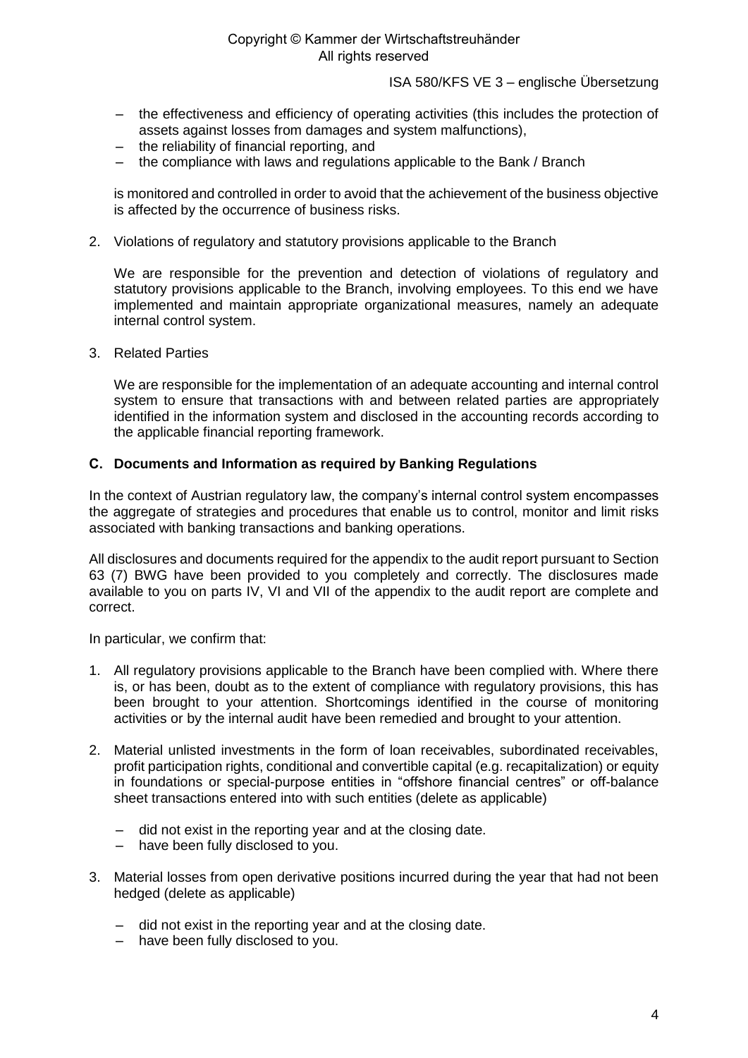– the effectiveness and efficiency of operating activities (this includes the protection of assets against losses from damages and system malfunctions),
– the reliability of financial reporting, and
– the compliance with laws and regulations applicable to the Bank / Branch

is monitored and controlled in order to avoid that the achievement of the business objective is affected by the occurrence of business risks.

2. Violations of regulatory and statutory provisions applicable to the Branch

   We are responsible for the prevention and detection of violations of regulatory and statutory provisions applicable to the Branch, involving employees. To this end we have implemented and maintain appropriate organizational measures, namely an adequate internal control system.

3. Related Parties

   We are responsible for the implementation of an adequate accounting and internal control system to ensure that transactions with and between related parties are appropriately identified in the information system and disclosed in the accounting records according to the applicable financial reporting framework.

## C. Documents and Information as required by Banking Regulations

In the context of Austrian regulatory law, the company's internal control system encompasses the aggregate of strategies and procedures that enable us to control, monitor and limit risks associated with banking transactions and banking operations.

All disclosures and documents required for the appendix to the audit report pursuant to Section 63 (7) BWG have been provided to you completely and correctly. The disclosures made available to you on parts IV, VI and VII of the appendix to the audit report are complete and correct.

In particular, we confirm that:

1. All regulatory provisions applicable to the Branch have been complied with. Where there is, or has been, doubt as to the extent of compliance with regulatory provisions, this has been brought to your attention. Shortcomings identified in the course of monitoring activities or by the internal audit have been remedied and brought to your attention.

2. Material unlisted investments in the form of loan receivables, subordinated receivables, profit participation rights, conditional and convertible capital (e.g. recapitalization) or equity in foundations or special-purpose entities in "offshore financial centres" or off-balance sheet transactions entered into with such entities (delete as applicable)

   – did not exist in the reporting year and at the closing date.
   – have been fully disclosed to you.

3. Material losses from open derivative positions incurred during the year that had not been hedged (delete as applicable)

   – did not exist in the reporting year and at the closing date.
   – have been fully disclosed to you.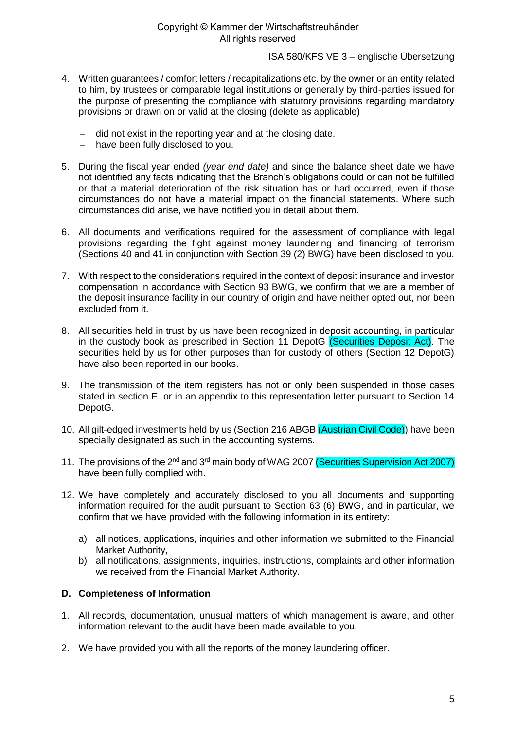4. Written guarantees / comfort letters / recapitalizations etc. by the owner or an entity related to him, by trustees or comparable legal institutions or generally by third-parties issued for the purpose of presenting the compliance with statutory provisions regarding mandatory provisions or drawn on or valid at the closing (delete as applicable)

   – did not exist in the reporting year and at the closing date.
   – have been fully disclosed to you.

5. During the fiscal year ended *(year end date)* and since the balance sheet date we have not identified any facts indicating that the Branch's obligations could or can not be fulfilled or that a material deterioration of the risk situation has or had occurred, even if those circumstances do not have a material impact on the financial statements. Where such circumstances did arise, we have notified you in detail about them.

6. All documents and verifications required for the assessment of compliance with legal provisions regarding the fight against money laundering and financing of terrorism (Sections 40 and 41 in conjunction with Section 39 (2) BWG) have been disclosed to you.

7. With respect to the considerations required in the context of deposit insurance and investor compensation in accordance with Section 93 BWG, we confirm that we are a member of the deposit insurance facility in our country of origin and have neither opted out, nor been excluded from it.

8. All securities held in trust by us have been recognized in deposit accounting, in particular in the custody book as prescribed in Section 11 DepotG (Securities Deposit Act). The securities held by us for other purposes than for custody of others (Section 12 DepotG) have also been reported in our books.

9. The transmission of the item registers has not or only been suspended in those cases stated in section E. or in an appendix to this representation letter pursuant to Section 14 DepotG.

10. All gilt-edged investments held by us (Section 216 ABGB (Austrian Civil Code)) have been specially designated as such in the accounting systems.

11. The provisions of the 2nd and 3rd main body of WAG 2007 (Securities Supervision Act 2007) have been fully complied with.

12. We have completely and accurately disclosed to you all documents and supporting information required for the audit pursuant to Section 63 (6) BWG, and in particular, we confirm that we have provided with the following information in its entirety:

    a) all notices, applications, inquiries and other information we submitted to the Financial Market Authority,
    b) all notifications, assignments, inquiries, instructions, complaints and other information we received from the Financial Market Authority.

### D. Completeness of Information

1. All records, documentation, unusual matters of which management is aware, and other information relevant to the audit have been made available to you.

2. We have provided you with all the reports of the money laundering officer.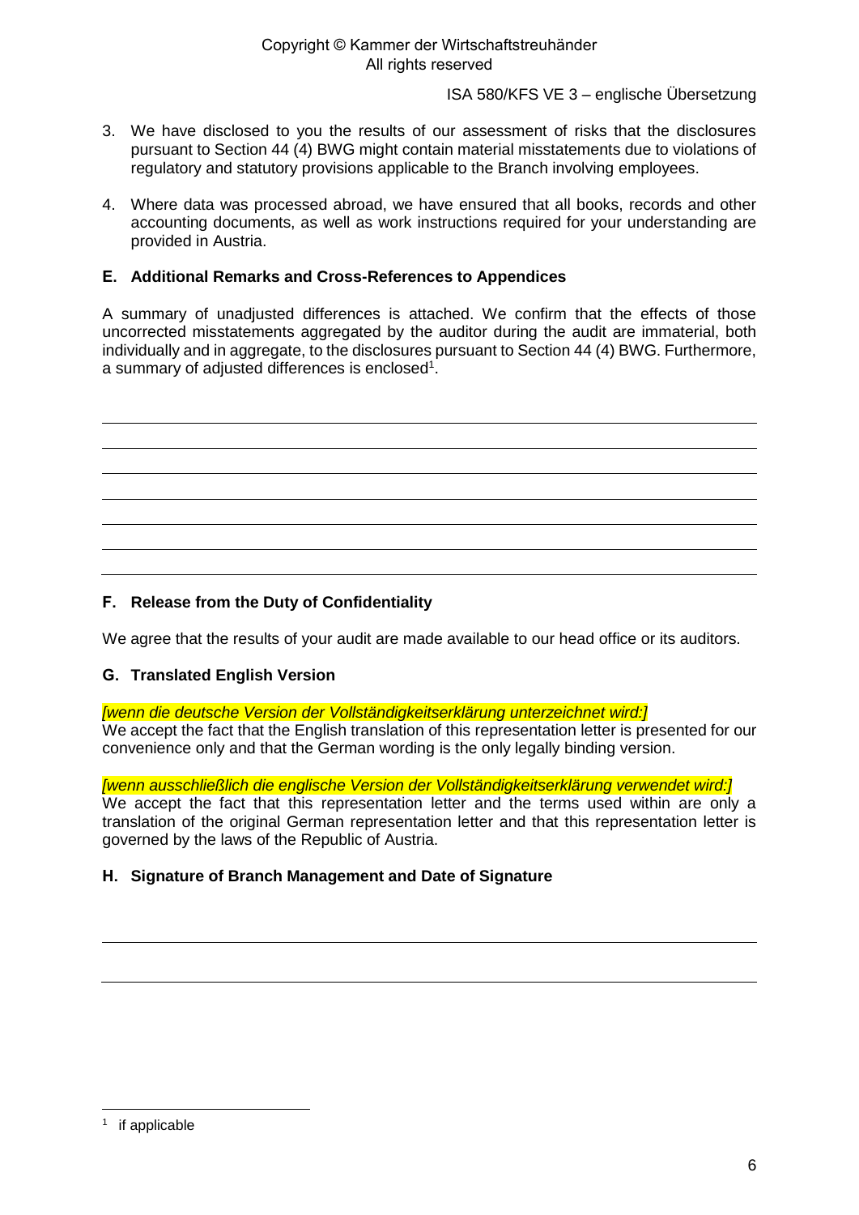3. We have disclosed to you the results of our assessment of risks that the disclosures pursuant to Section 44 (4) BWG might contain material misstatements due to violations of regulatory and statutory provisions applicable to the Branch involving employees.

4. Where data was processed abroad, we have ensured that all books, records and other accounting documents, as well as work instructions required for your understanding are provided in Austria.

## E. Additional Remarks and Cross-References to Appendices

A summary of unadjusted differences is attached. We confirm that the effects of those uncorrected misstatements aggregated by the auditor during the audit are immaterial, both individually and in aggregate, to the disclosures pursuant to Section 44 (4) BWG. Furthermore, a summary of adjusted differences is enclosed[1].

______________________________________________________________________

______________________________________________________________________

______________________________________________________________________

______________________________________________________________________

______________________________________________________________________

______________________________________________________________________

______________________________________________________________________

## F. Release from the Duty of Confidentiality

We agree that the results of your audit are made available to our head office or its auditors.

## G. Translated English Version

*[wenn die deutsche Version der Vollständigkeitserklärung unterzeichnet wird:]*
We accept the fact that the English translation of this representation letter is presented for our convenience only and that the German wording is the only legally binding version.

*[wenn ausschließlich die englische Version der Vollständigkeitserklärung verwendet wird:]*
We accept the fact that this representation letter and the terms used within are only a translation of the original German representation letter and that this representation letter is governed by the laws of the Republic of Austria.

## H. Signature of Branch Management and Date of Signature

______________________________________________________________________

______________________________________________________________________

[1] if applicable